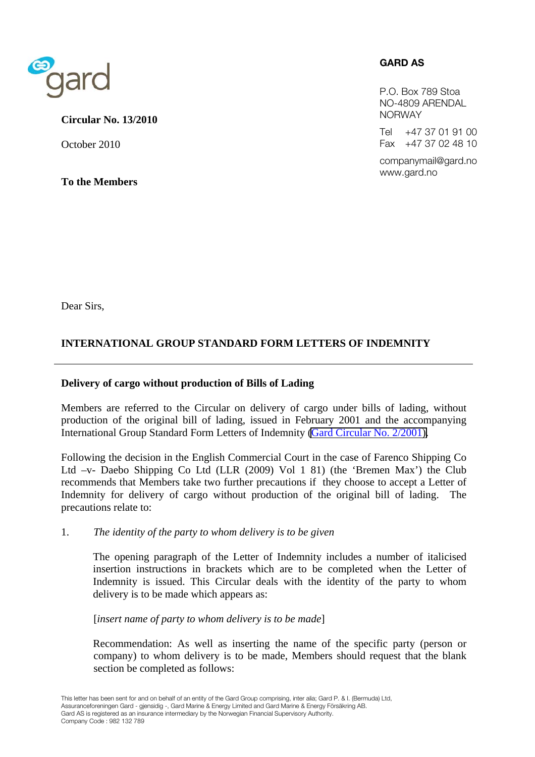gard

**Circular No. 13/2010**

October 2010

**To the Members**

**GARD AS**

P.O. Box 789 Stoa
NO-4809 ARENDAL
NORWAY

Tel +47 37 01 91 00
Fax +47 37 02 48 10

companymail@gard.no
www.gard.no

Dear Sirs,

## INTERNATIONAL GROUP STANDARD FORM LETTERS OF INDEMNITY

---

### Delivery of cargo without production of Bills of Lading

Members are referred to the Circular on delivery of cargo under bills of lading, without production of the original bill of lading, issued in February 2001 and the accompanying International Group Standard Form Letters of Indemnity (Gard Circular No. 2/2001).

Following the decision in the English Commercial Court in the case of Farenco Shipping Co Ltd –v- Daebo Shipping Co Ltd (LLR (2009) Vol 1 81) (the 'Bremen Max') the Club recommends that Members take two further precautions if they choose to accept a Letter of Indemnity for delivery of cargo without production of the original bill of lading. The precautions relate to:

1. *The identity of the party to whom delivery is to be given*

   The opening paragraph of the Letter of Indemnity includes a number of italicised insertion instructions in brackets which are to be completed when the Letter of Indemnity is issued. This Circular deals with the identity of the party to whom delivery is to be made which appears as:

   [*insert name of party to whom delivery is to be made*]

   Recommendation: As well as inserting the name of the specific party (person or company) to whom delivery is to be made, Members should request that the blank section be completed as follows:

This letter has been sent for and on behalf of an entity of the Gard Group comprising, inter alia; Gard P. & I. (Bermuda) Ltd, Assuranceforeningen Gard - gjensidig -, Gard Marine & Energy Limited and Gard Marine & Energy Försäkring AB.
Gard AS is registered as an insurance intermediary by the Norwegian Financial Supervisory Authority.
Company Code : 982 132 789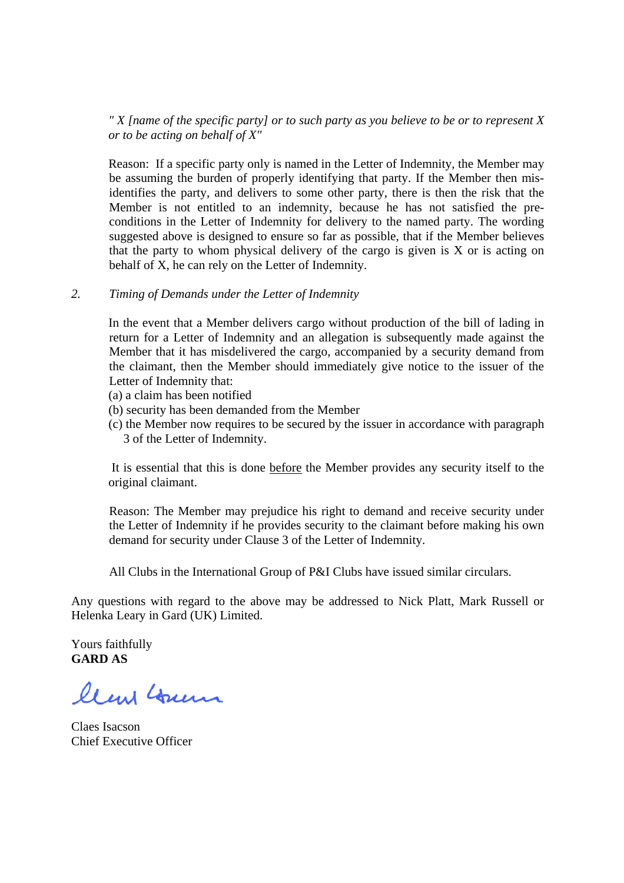*" X [name of the specific party] or to such party as you believe to be or to represent X or to be acting on behalf of X"*

Reason: If a specific party only is named in the Letter of Indemnity, the Member may be assuming the burden of properly identifying that party. If the Member then mis-identifies the party, and delivers to some other party, there is then the risk that the Member is not entitled to an indemnity, because he has not satisfied the pre-conditions in the Letter of Indemnity for delivery to the named party. The wording suggested above is designed to ensure so far as possible, that if the Member believes that the party to whom physical delivery of the cargo is given is X or is acting on behalf of X, he can rely on the Letter of Indemnity.

2. *Timing of Demands under the Letter of Indemnity*

In the event that a Member delivers cargo without production of the bill of lading in return for a Letter of Indemnity and an allegation is subsequently made against the Member that it has misdelivered the cargo, accompanied by a security demand from the claimant, then the Member should immediately give notice to the issuer of the Letter of Indemnity that:

(a) a claim has been notified
(b) security has been demanded from the Member
(c) the Member now requires to be secured by the issuer in accordance with paragraph 3 of the Letter of Indemnity.

It is essential that this is done <u>before</u> the Member provides any security itself to the original claimant.

Reason: The Member may prejudice his right to demand and receive security under the Letter of Indemnity if he provides security to the claimant before making his own demand for security under Clause 3 of the Letter of Indemnity.

All Clubs in the International Group of P&I Clubs have issued similar circulars.

Any questions with regard to the above may be addressed to Nick Platt, Mark Russell or Helenka Leary in Gard (UK) Limited.

Yours faithfully
**GARD AS**

Claes Isacson
Chief Executive Officer